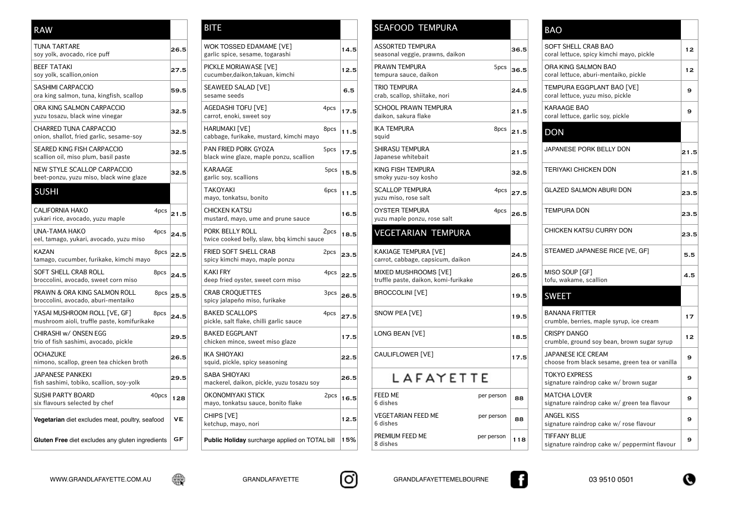## RAW

| Item | | Price |
|---|---|---|
| TUNA TARTARE<br>soy yolk, avocado, rice puff | | 26.5 |
| BEEF TATAKI<br>soy yolk, scallion,onion | | 27.5 |
| SASHIMI CARPACCIO<br>ora king salmon, tuna, kingfish, scallop | | 59.5 |
| ORA KING SALMON CARPACCIO<br>yuzu tosazu, black wine vinegar | | 32.5 |
| CHARRED TUNA CARPACCIO<br>onion, shallot, fried garlic, sesame-soy | | 32.5 |
| SEARED KING FISH CARPACCIO<br>scallion oil, miso plum, basil paste | | 32.5 |
| NEW STYLE SCALLOP CARPACCIO<br>beet-ponzu, yuzu miso, black wine glaze | | 32.5 |

## SUSHI

| Item | | Price |
|---|---|---|
| CALIFORNIA HAKO<br>yukari rice, avocado, yuzu maple | 4pcs | 21.5 |
| UNA-TAMA HAKO<br>eel, tamago, yukari, avocado, yuzu miso | 4pcs | 24.5 |
| KAZAN<br>tamago, cucumber, furikake, kimchi mayo | 8pcs | 22.5 |
| SOFT SHELL CRAB ROLL<br>broccolini, avocado, sweet corn miso | 8pcs | 24.5 |
| PRAWN & ORA KING SALMON ROLL<br>broccolini, avocado, aburi-mentaiko | 8pcs | 25.5 |
| YASAI MUSHROOM ROLL [VE, GF]<br>mushroom aioli, truffle paste, komifurikake | 8pcs | 24.5 |
| CHIRASHI w/ ONSEN EGG<br>trio of fish sashimi, avocado, pickle | | 29.5 |
| OCHAZUKE<br>nimono, scallop, green tea chicken broth | | 26.5 |
| JAPANESE PANKEKI<br>fish sashimi, tobiko, scallion, soy-yolk | | 29.5 |
| SUSHI PARTY BOARD<br>six flavours selected by chef | 40pcs | 128 |

**Vegetarian** diet excludes meat, poultry, seafood — VE

**Gluten Free** diet excludes any gluten ingredients — GF

## BITE

| Item | | Price |
|---|---|---|
| WOK TOSSED EDAMAME [VE]<br>garlic spice, sesame, togarashi | | 14.5 |
| PICKLE MORIAWASE [VE]<br>cucumber,daikon,takuan, kimchi | | 12.5 |
| SEAWEED SALAD [VE]<br>sesame seeds | | 6.5 |
| AGEDASHI TOFU [VE]<br>carrot, enoki, sweet soy | 4pcs | 17.5 |
| HARUMAKI [VE]<br>cabbage, furikake, mustard, kimchi mayo | 8pcs | 11.5 |
| PAN FRIED PORK GYOZA<br>black wine glaze, maple ponzu, scallion | 5pcs | 17.5 |
| KARAAGE<br>garlic soy, scallions | 5pcs | 15.5 |
| TAKOYAKI<br>mayo, tonkatsu, bonito | 6pcs | 11.5 |
| CHICKEN KATSU<br>mustard, mayo, ume and prune sauce | | 16.5 |
| PORK BELLY ROLL<br>twice cooked belly, slaw, bbq kimchi sauce | 2pcs | 18.5 |
| FRIED SOFT SHELL CRAB<br>spicy kimchi mayo, maple ponzu | 2pcs | 23.5 |
| KAKI FRY<br>deep fried oyster, sweet corn miso | 4pcs | 22.5 |
| CRAB CROQUETTES<br>spicy jalapeño miso, furikake | 3pcs | 26.5 |
| BAKED SCALLOPS<br>pickle, salt flake, chilli garlic sauce | 4pcs | 27.5 |
| BAKED EGGPLANT<br>chicken mince, sweet miso glaze | | 17.5 |
| IKA SHIOYAKI<br>squid, pickle, spicy seasoning | | 22.5 |
| SABA SHIOYAKI<br>mackerel, daikon, pickle, yuzu tosazu soy | | 26.5 |
| OKONOMIYAKI STICK<br>mayo, tonkatsu sauce, bonito flake | 2pcs | 16.5 |
| CHIPS [VE]<br>ketchup, mayo, nori | | 12.5 |

**Public Holiday** surcharge applied on TOTAL bill — 15%

## SEAFOOD TEMPURA

| Item | | Price |
|---|---|---|
| ASSORTED TEMPURA<br>seasonal veggie, prawns, daikon | | 36.5 |
| PRAWN TEMPURA<br>tempura sauce, daikon | 5pcs | 36.5 |
| TRIO TEMPURA<br>crab, scallop, shiitake, nori | | 24.5 |
| SCHOOL PRAWN TEMPURA<br>daikon, sakura flake | | 21.5 |
| IKA TEMPURA<br>squid | 8pcs | 21.5 |
| SHIRASU TEMPURA<br>Japanese whitebait | | 21.5 |
| KING FISH TEMPURA<br>smoky yuzu-soy kosho | | 32.5 |
| SCALLOP TEMPURA<br>yuzu miso, rose salt | 4pcs | 27.5 |
| OYSTER TEMPURA<br>yuzu maple ponzu, rose salt | 4pcs | 26.5 |

## VEGETARIAN TEMPURA

| Item | Price |
|---|---|
| KAKIAGE TEMPURA [VE]<br>carrot, cabbage, capsicum, daikon | 24.5 |
| MIXED MUSHROOMS [VE]<br>truffle paste, daikon, komi-furikake | 26.5 |
| BROCCOLINI [VE] | 19.5 |
| SNOW PEA [VE] | 19.5 |
| LONG BEAN [VE] | 18.5 |
| CAULIFLOWER [VE] | 17.5 |

## LAFAYETTE

| Item | | Price |
|---|---|---|
| FEED ME<br>6 dishes | per person | 88 |
| VEGETARIAN FEED ME<br>6 dishes | per person | 88 |
| PREMIUM FEED ME<br>8 dishes | per person | 118 |

## BAO

| Item | Price |
|---|---|
| SOFT SHELL CRAB BAO<br>coral lettuce, spicy kimchi mayo, pickle | 12 |
| ORA KING SALMON BAO<br>coral lettuce, aburi-mentaiko, pickle | 12 |
| TEMPURA EGGPLANT BAO [VE]<br>coral lettuce, yuzu miso, pickle | 9 |
| KARAAGE BAO<br>coral lettuce, garlic soy, pickle | 9 |

## DON

| Item | Price |
|---|---|
| JAPANESE PORK BELLY DON | 21.5 |
| TERIYAKI CHICKEN DON | 21.5 |
| GLAZED SALMON ABURI DON | 23.5 |
| TEMPURA DON | 23.5 |
| CHICKEN KATSU CURRY DON | 23.5 |
| STEAMED JAPANESE RICE [VE, GF] | 5.5 |
| MISO SOUP [GF]<br>tofu, wakame, scallion | 4.5 |

## SWEET

| Item | Price |
|---|---|
| BANANA FRITTER<br>crumble, berries, maple syrup, ice cream | 17 |
| CRISPY DANGO<br>crumble, ground soy bean, brown sugar syrup | 12 |
| JAPANESE ICE CREAM<br>choose from black sesame, green tea or vanilla | 9 |
| TOKYO EXPRESS<br>signature raindrop cake w/ brown sugar | 9 |
| MATCHA LOVER<br>signature raindrop cake w/ green tea flavour | 9 |
| ANGEL KISS<br>signature raindrop cake w/ rose flavour | 9 |
| TIFFANY BLUE<br>signature raindrop cake w/ peppermint flavour | 9 |

WWW.GRANDLAFAYETTE.COM.AU GRANDLAFAYETTE GRANDLAFAYETTEMELBOURNE 03 9510 0501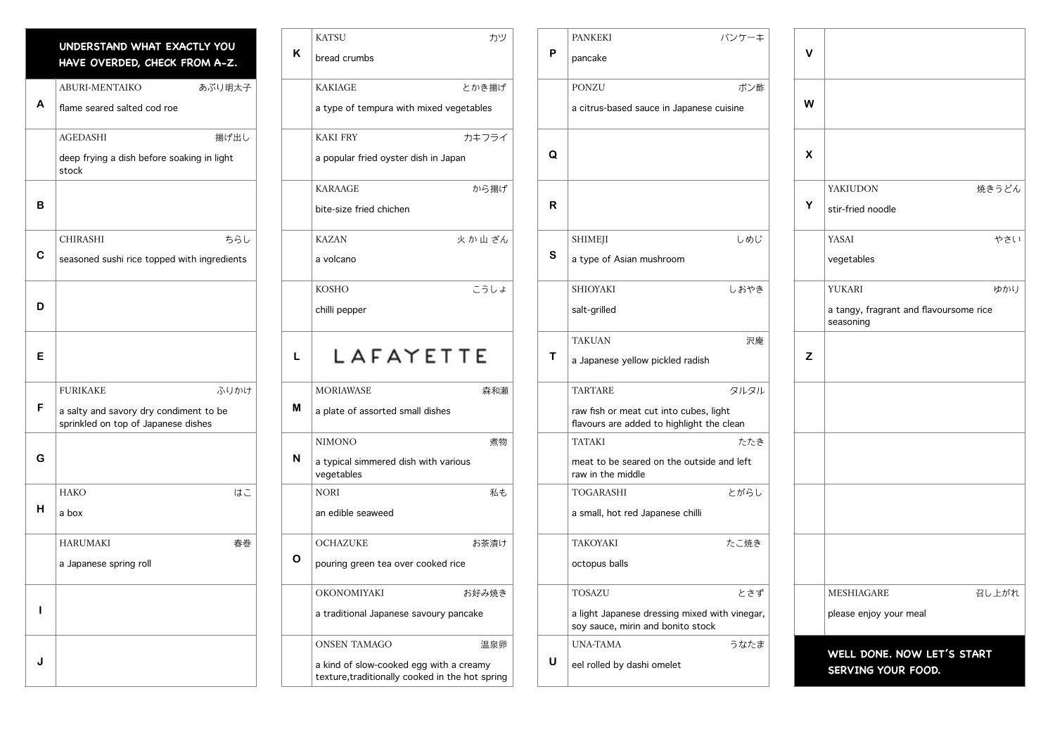**UNDERSTAND WHAT EXACTLY YOU HAVE OVERDED, CHECK FROM A-Z.**

| | |
|---|---|
| A | ABURI-MENTAIKO あぶり明太子<br>flame seared salted cod roe |
| | AGEDASHI 揚げ出し<br>deep frying a dish before soaking in light stock |
| B | |
| C | CHIRASHI ちらし<br>seasoned sushi rice topped with ingredients |
| D | |
| E | |
| F | FURIKAKE ふりかけ<br>a salty and savory dry condiment to be sprinkled on top of Japanese dishes |
| G | |
| H | HAKO はこ<br>a box |
| | HARUMAKI 春巻<br>a Japanese spring roll |
| I | |
| J | |
| K | KATSU カツ<br>bread crumbs |
| | KAKIAGE とかき揚げ<br>a type of tempura with mixed vegetables |
| | KAKI FRY カキフライ<br>a popular fried oyster dish in Japan |
| | KARAAGE から揚げ<br>bite-size fried chichen |
| | KAZAN 火 か 山 ざん<br>a volcano |
| | KOSHO こうしょ<br>chilli pepper |
| L | LAFAYETTE |
| M | MORIAWASE 森和瀬<br>a plate of assorted small dishes |
| N | NIMONO 煮物<br>a typical simmered dish with various vegetables |
| | NORI 私も<br>an edible seaweed |
| O | OCHAZUKE お茶漬け<br>pouring green tea over cooked rice |
| | OKONOMIYAKI お好み焼き<br>a traditional Japanese savoury pancake |
| | ONSEN TAMAGO 温泉卵<br>a kind of slow-cooked egg with a creamy texture,traditionally cooked in the hot spring |
| P | PANKEKI パンケーキ<br>pancake |
| | PONZU ポン酢<br>a citrus-based sauce in Japanese cuisine |
| Q | |
| R | |
| S | SHIMEJI しめじ<br>a type of Asian mushroom |
| | SHIOYAKI しおやき<br>salt-grilled |
| T | TAKUAN 沢庵<br>a Japanese yellow pickled radish |
| | TARTARE タルタル<br>raw fish or meat cut into cubes, light flavours are added to highlight the clean |
| | TATAKI たたき<br>meat to be seared on the outside and left raw in the middle |
| | TOGARASHI とがらし<br>a small, hot red Japanese chilli |
| | TAKOYAKI たこ焼き<br>octopus balls |
| | TOSAZU とさず<br>a light Japanese dressing mixed with vinegar, soy sauce, mirin and bonito stock |
| U | UNA-TAMA うなたま<br>eel rolled by dashi omelet |
| V | |
| W | |
| X | |
| Y | YAKIUDON 焼きうどん<br>stir-fried noodle |
| | YASAI やさい<br>vegetables |
| | YUKARI ゆかり<br>a tangy, fragrant and flavoursome rice seasoning |
| Z | |
| | |
| | |
| | |
| | |
| | MESHIAGARE 召し上がれ<br>please enjoy your meal |

**WELL DONE. NOW LET'S START SERVING YOUR FOOD.**